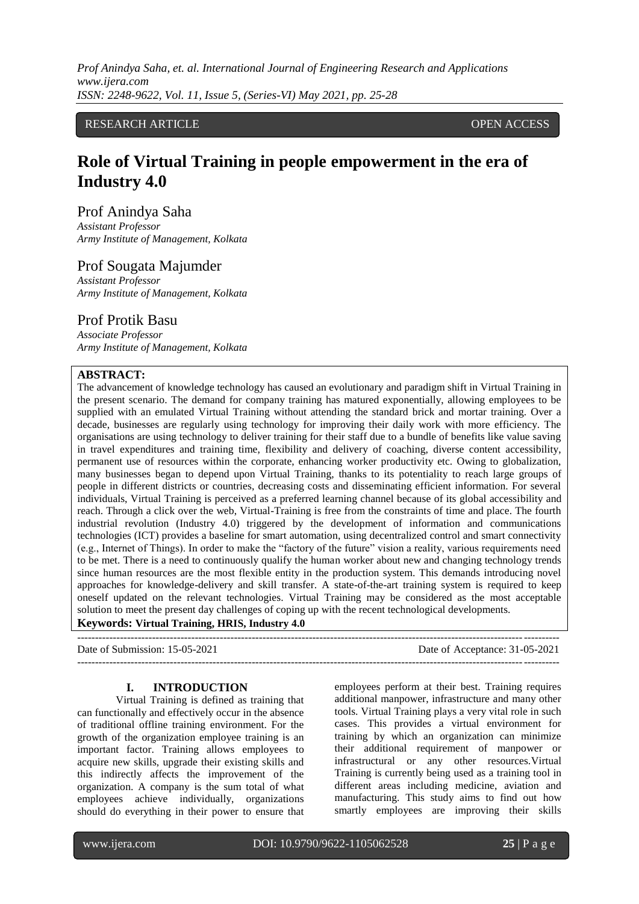RESEARCH ARTICLE OPEN ACCESS

# Role of Virtual Training in people empowerment in the era of Industry 4.0

Prof Anindya Saha
*Assistant Professor*
*Army Institute of Management, Kolkata*

Prof Sougata Majumder
*Assistant Professor*
*Army Institute of Management, Kolkata*

Prof Protik Basu
*Associate Professor*
*Army Institute of Management, Kolkata*

**ABSTRACT:**

The advancement of knowledge technology has caused an evolutionary and paradigm shift in Virtual Training in the present scenario. The demand for company training has matured exponentially, allowing employees to be supplied with an emulated Virtual Training without attending the standard brick and mortar training. Over a decade, businesses are regularly using technology for improving their daily work with more efficiency. The organisations are using technology to deliver training for their staff due to a bundle of benefits like value saving in travel expenditures and training time, flexibility and delivery of coaching, diverse content accessibility, permanent use of resources within the corporate, enhancing worker productivity etc. Owing to globalization, many businesses began to depend upon Virtual Training, thanks to its potentiality to reach large groups of people in different districts or countries, decreasing costs and disseminating efficient information. For several individuals, Virtual Training is perceived as a preferred learning channel because of its global accessibility and reach. Through a click over the web, Virtual-Training is free from the constraints of time and place. The fourth industrial revolution (Industry 4.0) triggered by the development of information and communications technologies (ICT) provides a baseline for smart automation, using decentralized control and smart connectivity (e.g., Internet of Things). In order to make the "factory of the future" vision a reality, various requirements need to be met. There is a need to continuously qualify the human worker about new and changing technology trends since human resources are the most flexible entity in the production system. This demands introducing novel approaches for knowledge-delivery and skill transfer. A state-of-the-art training system is required to keep oneself updated on the relevant technologies. Virtual Training may be considered as the most acceptable solution to meet the present day challenges of coping up with the recent technological developments.

**Keywords: Virtual Training, HRIS, Industry 4.0**

---

Date of Submission: 15-05-2021 Date of Acceptance: 31-05-2021

---

## I. INTRODUCTION

Virtual Training is defined as training that can functionally and effectively occur in the absence of traditional offline training environment. For the growth of the organization employee training is an important factor. Training allows employees to acquire new skills, upgrade their existing skills and this indirectly affects the improvement of the organization. A company is the sum total of what employees achieve individually, organizations should do everything in their power to ensure that employees perform at their best. Training requires additional manpower, infrastructure and many other tools. Virtual Training plays a very vital role in such cases. This provides a virtual environment for training by which an organization can minimize their additional requirement of manpower or infrastructural or any other resources.Virtual Training is currently being used as a training tool in different areas including medicine, aviation and manufacturing. This study aims to find out how smartly employees are improving their skills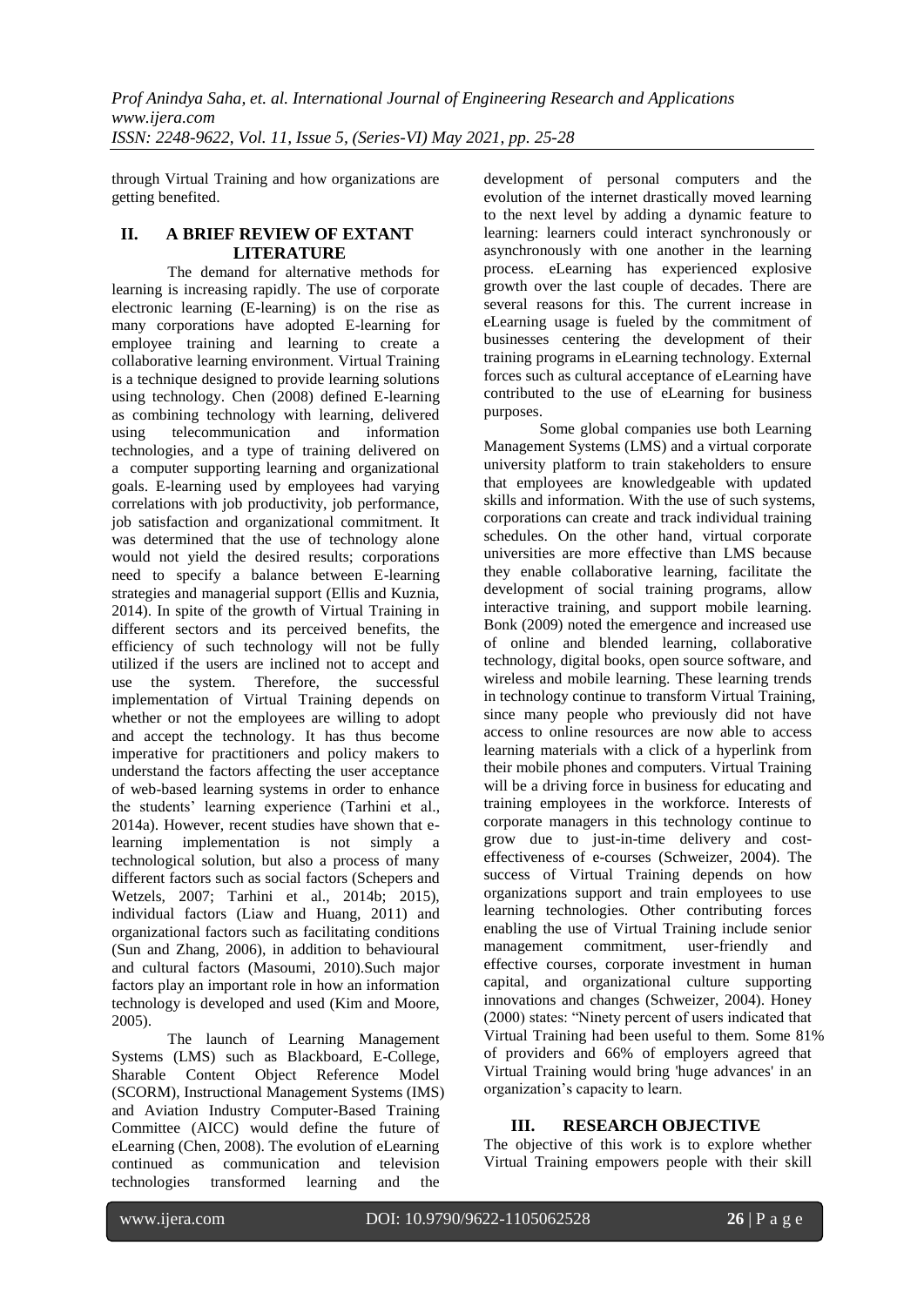through Virtual Training and how organizations are getting benefited.

## II. A BRIEF REVIEW OF EXTANT LITERATURE

The demand for alternative methods for learning is increasing rapidly. The use of corporate electronic learning (E-learning) is on the rise as many corporations have adopted E-learning for employee training and learning to create a collaborative learning environment. Virtual Training is a technique designed to provide learning solutions using technology. Chen (2008) defined E-learning as combining technology with learning, delivered using telecommunication and information technologies, and a type of training delivered on a computer supporting learning and organizational goals. E-learning used by employees had varying correlations with job productivity, job performance, job satisfaction and organizational commitment. It was determined that the use of technology alone would not yield the desired results; corporations need to specify a balance between E-learning strategies and managerial support (Ellis and Kuznia, 2014). In spite of the growth of Virtual Training in different sectors and its perceived benefits, the efficiency of such technology will not be fully utilized if the users are inclined not to accept and use the system. Therefore, the successful implementation of Virtual Training depends on whether or not the employees are willing to adopt and accept the technology. It has thus become imperative for practitioners and policy makers to understand the factors affecting the user acceptance of web-based learning systems in order to enhance the students' learning experience (Tarhini et al., 2014a). However, recent studies have shown that e-learning implementation is not simply a technological solution, but also a process of many different factors such as social factors (Schepers and Wetzels, 2007; Tarhini et al., 2014b; 2015), individual factors (Liaw and Huang, 2011) and organizational factors such as facilitating conditions (Sun and Zhang, 2006), in addition to behavioural and cultural factors (Masoumi, 2010).Such major factors play an important role in how an information technology is developed and used (Kim and Moore, 2005).

The launch of Learning Management Systems (LMS) such as Blackboard, E-College, Sharable Content Object Reference Model (SCORM), Instructional Management Systems (IMS) and Aviation Industry Computer-Based Training Committee (AICC) would define the future of eLearning (Chen, 2008). The evolution of eLearning continued as communication and television technologies transformed learning and the development of personal computers and the evolution of the internet drastically moved learning to the next level by adding a dynamic feature to learning: learners could interact synchronously or asynchronously with one another in the learning process. eLearning has experienced explosive growth over the last couple of decades. There are several reasons for this. The current increase in eLearning usage is fueled by the commitment of businesses centering the development of their training programs in eLearning technology. External forces such as cultural acceptance of eLearning have contributed to the use of eLearning for business purposes.

Some global companies use both Learning Management Systems (LMS) and a virtual corporate university platform to train stakeholders to ensure that employees are knowledgeable with updated skills and information. With the use of such systems, corporations can create and track individual training schedules. On the other hand, virtual corporate universities are more effective than LMS because they enable collaborative learning, facilitate the development of social training programs, allow interactive training, and support mobile learning. Bonk (2009) noted the emergence and increased use of online and blended learning, collaborative technology, digital books, open source software, and wireless and mobile learning. These learning trends in technology continue to transform Virtual Training, since many people who previously did not have access to online resources are now able to access learning materials with a click of a hyperlink from their mobile phones and computers. Virtual Training will be a driving force in business for educating and training employees in the workforce. Interests of corporate managers in this technology continue to grow due to just-in-time delivery and cost-effectiveness of e-courses (Schweizer, 2004). The success of Virtual Training depends on how organizations support and train employees to use learning technologies. Other contributing forces enabling the use of Virtual Training include senior management commitment, user-friendly and effective courses, corporate investment in human capital, and organizational culture supporting innovations and changes (Schweizer, 2004). Honey (2000) states: "Ninety percent of users indicated that Virtual Training had been useful to them. Some 81% of providers and 66% of employers agreed that Virtual Training would bring 'huge advances' in an organization's capacity to learn.

## III. RESEARCH OBJECTIVE

The objective of this work is to explore whether Virtual Training empowers people with their skill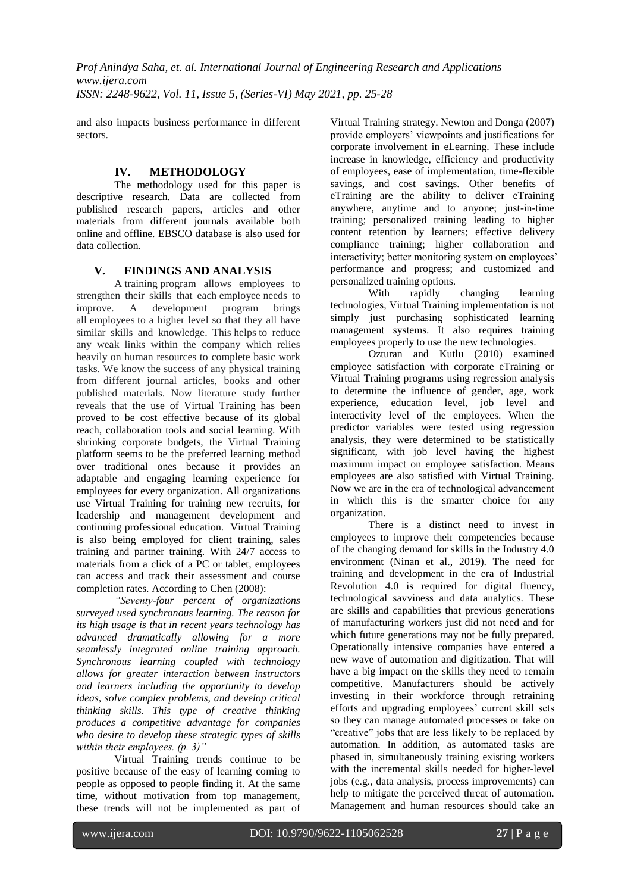and also impacts business performance in different sectors.

## IV. METHODOLOGY

The methodology used for this paper is descriptive research. Data are collected from published research papers, articles and other materials from different journals available both online and offline. EBSCO database is also used for data collection.

## V. FINDINGS AND ANALYSIS

A training program allows employees to strengthen their skills that each employee needs to improve. A development program brings all employees to a higher level so that they all have similar skills and knowledge. This helps to reduce any weak links within the company which relies heavily on human resources to complete basic work tasks. We know the success of any physical training from different journal articles, books and other published materials. Now literature study further reveals that the use of Virtual Training has been proved to be cost effective because of its global reach, collaboration tools and social learning. With shrinking corporate budgets, the Virtual Training platform seems to be the preferred learning method over traditional ones because it provides an adaptable and engaging learning experience for employees for every organization. All organizations use Virtual Training for training new recruits, for leadership and management development and continuing professional education. Virtual Training is also being employed for client training, sales training and partner training. With 24/7 access to materials from a click of a PC or tablet, employees can access and track their assessment and course completion rates. According to Chen (2008):

*"Seventy-four percent of organizations surveyed used synchronous learning. The reason for its high usage is that in recent years technology has advanced dramatically allowing for a more seamlessly integrated online training approach. Synchronous learning coupled with technology allows for greater interaction between instructors and learners including the opportunity to develop ideas, solve complex problems, and develop critical thinking skills. This type of creative thinking produces a competitive advantage for companies who desire to develop these strategic types of skills within their employees. (p. 3)"*

Virtual Training trends continue to be positive because of the easy of learning coming to people as opposed to people finding it. At the same time, without motivation from top management, these trends will not be implemented as part of Virtual Training strategy. Newton and Donga (2007) provide employers' viewpoints and justifications for corporate involvement in eLearning. These include increase in knowledge, efficiency and productivity of employees, ease of implementation, time-flexible savings, and cost savings. Other benefits of eTraining are the ability to deliver eTraining anywhere, anytime and to anyone; just-in-time training; personalized training leading to higher content retention by learners; effective delivery compliance training; higher collaboration and interactivity; better monitoring system on employees' performance and progress; and customized and personalized training options.

With rapidly changing learning technologies, Virtual Training implementation is not simply just purchasing sophisticated learning management systems. It also requires training employees properly to use the new technologies.

Ozturan and Kutlu (2010) examined employee satisfaction with corporate eTraining or Virtual Training programs using regression analysis to determine the influence of gender, age, work experience, education level, job level and interactivity level of the employees. When the predictor variables were tested using regression analysis, they were determined to be statistically significant, with job level having the highest maximum impact on employee satisfaction. Means employees are also satisfied with Virtual Training. Now we are in the era of technological advancement in which this is the smarter choice for any organization.

There is a distinct need to invest in employees to improve their competencies because of the changing demand for skills in the Industry 4.0 environment (Ninan et al., 2019). The need for training and development in the era of Industrial Revolution 4.0 is required for digital fluency, technological savviness and data analytics. These are skills and capabilities that previous generations of manufacturing workers just did not need and for which future generations may not be fully prepared. Operationally intensive companies have entered a new wave of automation and digitization. That will have a big impact on the skills they need to remain competitive. Manufacturers should be actively investing in their workforce through retraining efforts and upgrading employees' current skill sets so they can manage automated processes or take on "creative" jobs that are less likely to be replaced by automation. In addition, as automated tasks are phased in, simultaneously training existing workers with the incremental skills needed for higher-level jobs (e.g., data analysis, process improvements) can help to mitigate the perceived threat of automation. Management and human resources should take an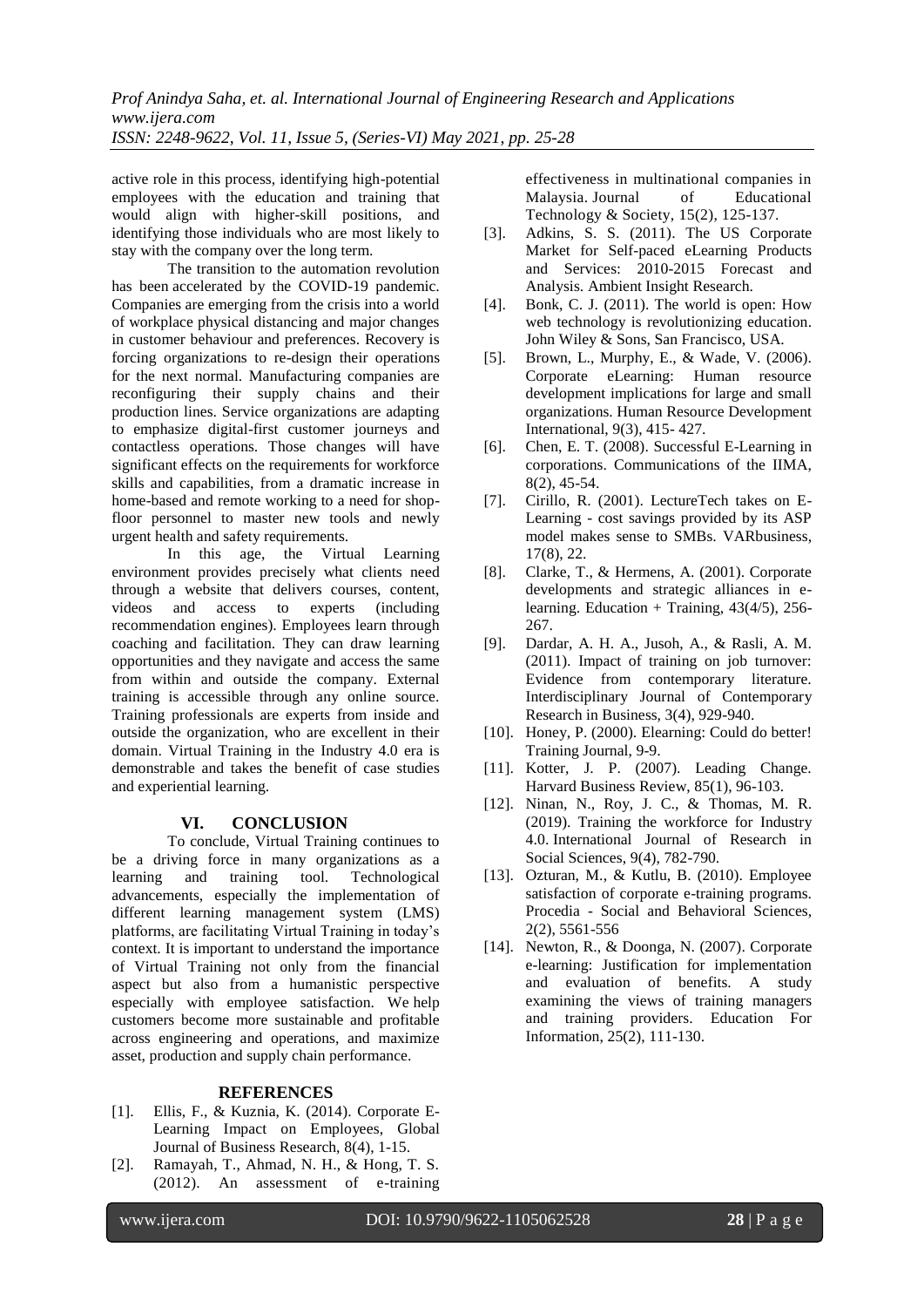active role in this process, identifying high-potential employees with the education and training that would align with higher-skill positions, and identifying those individuals who are most likely to stay with the company over the long term.

The transition to the automation revolution has been accelerated by the COVID-19 pandemic. Companies are emerging from the crisis into a world of workplace physical distancing and major changes in customer behaviour and preferences. Recovery is forcing organizations to re-design their operations for the next normal. Manufacturing companies are reconfiguring their supply chains and their production lines. Service organizations are adapting to emphasize digital-first customer journeys and contactless operations. Those changes will have significant effects on the requirements for workforce skills and capabilities, from a dramatic increase in home-based and remote working to a need for shop-floor personnel to master new tools and newly urgent health and safety requirements.

In this age, the Virtual Learning environment provides precisely what clients need through a website that delivers courses, content, videos and access to experts (including recommendation engines). Employees learn through coaching and facilitation. They can draw learning opportunities and they navigate and access the same from within and outside the company. External training is accessible through any online source. Training professionals are experts from inside and outside the organization, who are excellent in their domain. Virtual Training in the Industry 4.0 era is demonstrable and takes the benefit of case studies and experiential learning.

## VI. CONCLUSION

To conclude, Virtual Training continues to be a driving force in many organizations as a learning and training tool. Technological advancements, especially the implementation of different learning management system (LMS) platforms, are facilitating Virtual Training in today's context. It is important to understand the importance of Virtual Training not only from the financial aspect but also from a humanistic perspective especially with employee satisfaction. We help customers become more sustainable and profitable across engineering and operations, and maximize asset, production and supply chain performance.

## REFERENCES

[1]. Ellis, F., & Kuznia, K. (2014). Corporate E-Learning Impact on Employees, Global Journal of Business Research, 8(4), 1-15.

[2]. Ramayah, T., Ahmad, N. H., & Hong, T. S. (2012). An assessment of e-training effectiveness in multinational companies in Malaysia. Journal of Educational Technology & Society, 15(2), 125-137.

[3]. Adkins, S. S. (2011). The US Corporate Market for Self-paced eLearning Products and Services: 2010-2015 Forecast and Analysis. Ambient Insight Research.

[4]. Bonk, C. J. (2011). The world is open: How web technology is revolutionizing education. John Wiley & Sons, San Francisco, USA.

[5]. Brown, L., Murphy, E., & Wade, V. (2006). Corporate eLearning: Human resource development implications for large and small organizations. Human Resource Development International, 9(3), 415- 427.

[6]. Chen, E. T. (2008). Successful E-Learning in corporations. Communications of the IIMA, 8(2), 45-54.

[7]. Cirillo, R. (2001). LectureTech takes on E-Learning - cost savings provided by its ASP model makes sense to SMBs. VARbusiness, 17(8), 22.

[8]. Clarke, T., & Hermens, A. (2001). Corporate developments and strategic alliances in e-learning. Education + Training, 43(4/5), 256-267.

[9]. Dardar, A. H. A., Jusoh, A., & Rasli, A. M. (2011). Impact of training on job turnover: Evidence from contemporary literature. Interdisciplinary Journal of Contemporary Research in Business, 3(4), 929-940.

[10]. Honey, P. (2000). Elearning: Could do better! Training Journal, 9-9.

[11]. Kotter, J. P. (2007). Leading Change. Harvard Business Review, 85(1), 96-103.

[12]. Ninan, N., Roy, J. C., & Thomas, M. R. (2019). Training the workforce for Industry 4.0. International Journal of Research in Social Sciences, 9(4), 782-790.

[13]. Ozturan, M., & Kutlu, B. (2010). Employee satisfaction of corporate e-training programs. Procedia - Social and Behavioral Sciences, 2(2), 5561-556

[14]. Newton, R., & Doonga, N. (2007). Corporate e-learning: Justification for implementation and evaluation of benefits. A study examining the views of training managers and training providers. Education For Information, 25(2), 111-130.